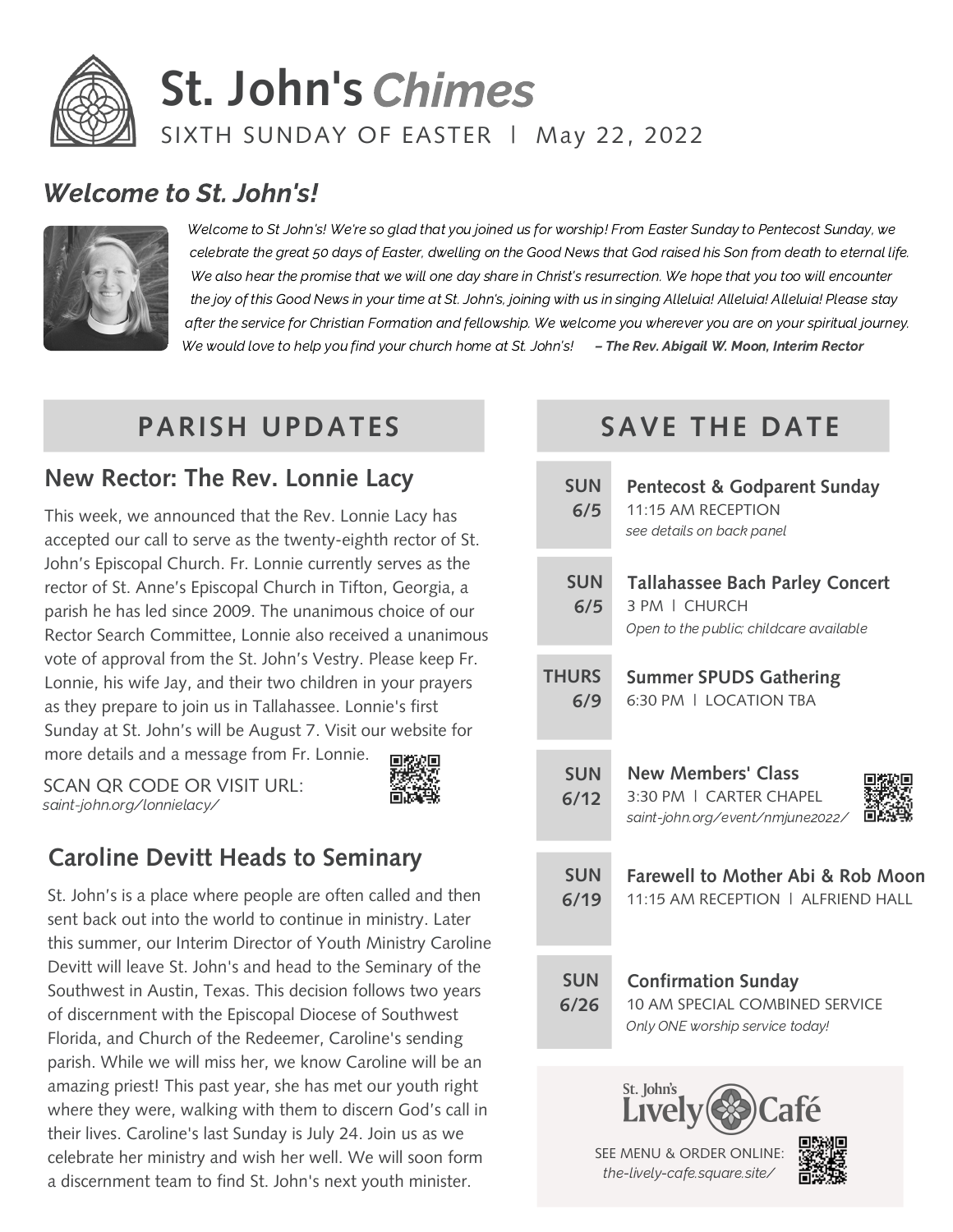# St. John's *Chimes*

SIXTH SUNDAY OF EASTER | May 22, 2022

## *Welcome to St. John's!*

*Welcome to St John's! We're so glad that you joined us for worship! From Easter Sunday to Pentecost Sunday, we celebrate the great 50 days of Easter, dwelling on the Good News that God raised his Son from death to eternal life. We also hear the promise that we will one day share in Christ's resurrection. We hope that you too will encounter the joy of this Good News in your time at St. John's, joining with us in singing Alleluia! Alleluia! Alleluia! Please stay after the service for Christian Formation and fellowship. We welcome you wherever you are on your spiritual journey. We would love to help you find your church home at St. John's!* ***– The Rev. Abigail W. Moon, Interim Rector***

## PARISH UPDATES

### New Rector: The Rev. Lonnie Lacy

This week, we announced that the Rev. Lonnie Lacy has accepted our call to serve as the twenty-eighth rector of St. John's Episcopal Church. Fr. Lonnie currently serves as the rector of St. Anne's Episcopal Church in Tifton, Georgia, a parish he has led since 2009. The unanimous choice of our Rector Search Committee, Lonnie also received a unanimous vote of approval from the St. John's Vestry. Please keep Fr. Lonnie, his wife Jay, and their two children in your prayers as they prepare to join us in Tallahassee. Lonnie's first Sunday at St. John's will be August 7. Visit our website for more details and a message from Fr. Lonnie.

SCAN QR CODE OR VISIT URL:
*saint-john.org/lonnielacy/*

### Caroline Devitt Heads to Seminary

St. John's is a place where people are often called and then sent back out into the world to continue in ministry. Later this summer, our Interim Director of Youth Ministry Caroline Devitt will leave St. John's and head to the Seminary of the Southwest in Austin, Texas. This decision follows two years of discernment with the Episcopal Diocese of Southwest Florida, and Church of the Redeemer, Caroline's sending parish. While we will miss her, we know Caroline will be an amazing priest! This past year, she has met our youth right where they were, walking with them to discern God's call in their lives. Caroline's last Sunday is July 24. Join us as we celebrate her ministry and wish her well. We will soon form a discernment team to find St. John's next youth minister.

## SAVE THE DATE

**SUN 6/5** — **Pentecost & Godparent Sunday**
11:15 AM RECEPTION
*see details on back panel*

**SUN 6/5** — **Tallahassee Bach Parley Concert**
3 PM | CHURCH
*Open to the public; childcare available*

**THURS 6/9** — **Summer SPUDS Gathering**
6:30 PM | LOCATION TBA

**SUN 6/12** — **New Members' Class**
3:30 PM | CARTER CHAPEL
*saint-john.org/event/nmjune2022/*

**SUN 6/19** — **Farewell to Mother Abi & Rob Moon**
11:15 AM RECEPTION | ALFRIEND HALL

**SUN 6/26** — **Confirmation Sunday**
10 AM SPECIAL COMBINED SERVICE
*Only ONE worship service today!*

**St. John's Lively Café**

SEE MENU & ORDER ONLINE:
*the-lively-cafe.square.site/*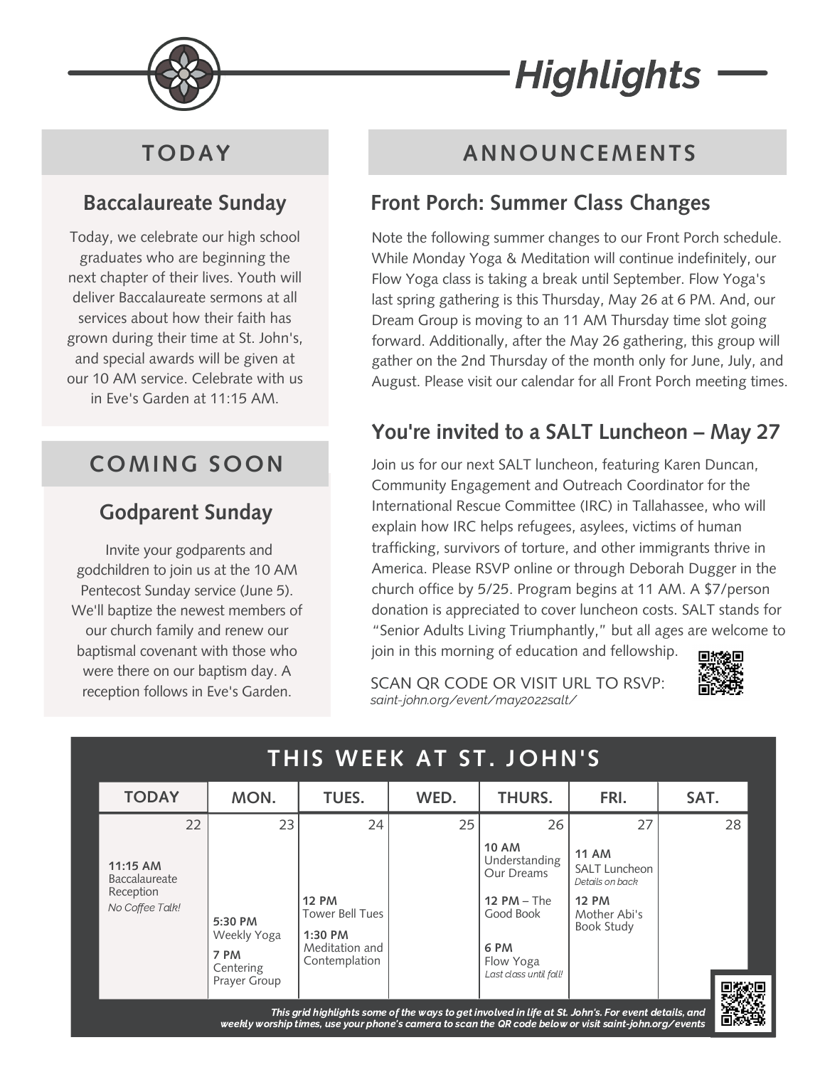# Highlights

## TODAY

### Baccalaureate Sunday

Today, we celebrate our high school graduates who are beginning the next chapter of their lives. Youth will deliver Baccalaureate sermons at all services about how their faith has grown during their time at St. John's, and special awards will be given at our 10 AM service. Celebrate with us in Eve's Garden at 11:15 AM.

## COMING SOON

### Godparent Sunday

Invite your godparents and godchildren to join us at the 10 AM Pentecost Sunday service (June 5). We'll baptize the newest members of our church family and renew our baptismal covenant with those who were there on our baptism day. A reception follows in Eve's Garden.

## ANNOUNCEMENTS

### Front Porch: Summer Class Changes

Note the following summer changes to our Front Porch schedule. While Monday Yoga & Meditation will continue indefinitely, our Flow Yoga class is taking a break until September. Flow Yoga's last spring gathering is this Thursday, May 26 at 6 PM. And, our Dream Group is moving to an 11 AM Thursday time slot going forward. Additionally, after the May 26 gathering, this group will gather on the 2nd Thursday of the month only for June, July, and August. Please visit our calendar for all Front Porch meeting times.

### You're invited to a SALT Luncheon – May 27

Join us for our next SALT luncheon, featuring Karen Duncan, Community Engagement and Outreach Coordinator for the International Rescue Committee (IRC) in Tallahassee, who will explain how IRC helps refugees, asylees, victims of human trafficking, survivors of torture, and other immigrants thrive in America. Please RSVP online or through Deborah Dugger in the church office by 5/25. Program begins at 11 AM. A $7/person donation is appreciated to cover luncheon costs. SALT stands for "Senior Adults Living Triumphantly," but all ages are welcome to join in this morning of education and fellowship.

SCAN QR CODE OR VISIT URL TO RSVP:
*saint-john.org/event/may2022salt/*

## THIS WEEK AT ST. JOHN'S

| TODAY | MON. | TUES. | WED. | THURS. | FRI. | SAT. |
|---|---|---|---|---|---|---|
| 22<br>**11:15 AM** Baccalaureate Reception<br>*No Coffee Talk!* | 23<br>**5:30 PM** Weekly Yoga<br>**7 PM** Centering Prayer Group | 24<br>**12 PM** Tower Bell Tues<br>**1:30 PM** Meditation and Contemplation | 25 | 26<br>**10 AM** Understanding Our Dreams<br>**12 PM** – The Good Book<br>**6 PM** Flow Yoga<br>*Last class until fall!* | 27<br>**11 AM** SALT Luncheon<br>*Details on back*<br>**12 PM** Mother Abi's Book Study | 28 |

*This grid highlights some of the ways to get involved in life at St. John's. For event details, and weekly worship times, use your phone's camera to scan the QR code below or visit saint-john.org/events*